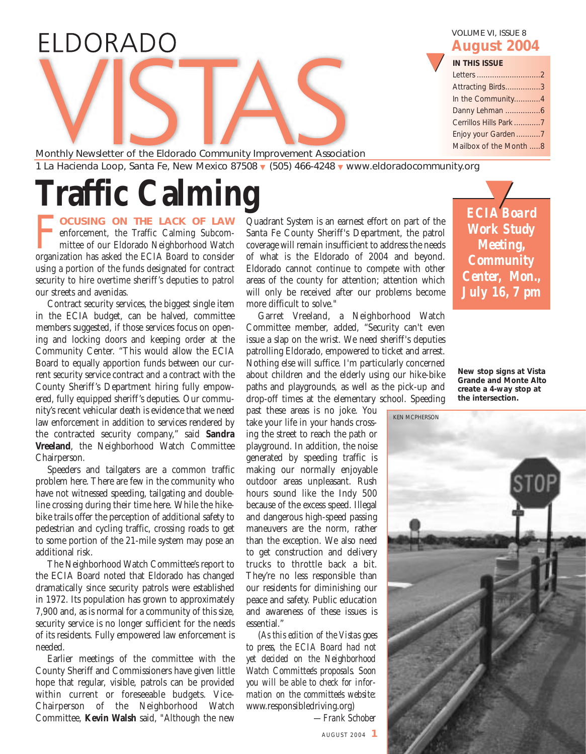# ELDORADO VISTAS

Monthly Newsletter of the Eldorado Community Improvement Association

1 La Hacienda Loop, Santa Fe, New Mexico 87508 ▾ (505) 466-4248 ▾ www.eldoradocommunity.org

VOLUME VI, ISSUE 8

**August 2004**

**IN THIS ISSUE**

- Letters ....2
- Attracting Birds....3
- In the Community....4
- Danny Lehman ....6
- Cerrillos Hills Park ....7
- Enjoy your Garden....7
- Mailbox of the Month ....8

# Traffic Calming

FOCUSING ON THE LACK OF LAW enforcement, the Traffic Calming Subcommittee of our Eldorado Neighborhood Watch organization has asked the ECIA Board to consider using a portion of the funds designated for contract security to hire overtime sheriff's deputies to patrol our streets and avenidas.

Contract security services, the biggest single item in the ECIA budget, can be halved, committee members suggested, if those services focus on opening and locking doors and keeping order at the Community Center. "This would allow the ECIA Board to equally apportion funds between our current security service contract and a contract with the County Sheriff's Department hiring fully empowered, fully equipped sheriff's deputies. Our community's recent vehicular death is evidence that we need law enforcement in addition to services rendered by the contracted security company," said **Sandra Vreeland**, the Neighborhood Watch Committee Chairperson.

Speeders and tailgaters are a common traffic problem here. There are few in the community who have not witnessed speeding, tailgating and double-line crossing during their time here. While the hike-bike trails offer the perception of additional safety to pedestrian and cycling traffic, crossing roads to get to some portion of the 21-mile system may pose an additional risk.

The Neighborhood Watch Committee's report to the ECIA Board noted that Eldorado has changed dramatically since security patrols were established in 1972. Its population has grown to approximately 7,900 and, as is normal for a community of this size, security service is no longer sufficient for the needs of its residents. Fully empowered law enforcement is needed.

Earlier meetings of the committee with the County Sheriff and Commissioners have given little hope that regular, visible, patrols can be provided within current or foreseeable budgets. Vice-Chairperson of the Neighborhood Watch Committee, **Kevin Walsh** said, "Although the new Quadrant System is an earnest effort on part of the Santa Fe County Sheriff's Department, the patrol coverage will remain insufficient to address the needs of what is the Eldorado of 2004 and beyond. Eldorado cannot continue to compete with other areas of the county for attention; attention which will only be received after our problems become more difficult to solve."

Garret Vreeland, a Neighborhood Watch Committee member, added, "Security can't even issue a slap on the wrist. We need sheriff's deputies patrolling Eldorado, empowered to ticket and arrest. Nothing else will suffice. I'm particularly concerned about children and the elderly using our hike-bike paths and playgrounds, as well as the pick-up and drop-off times at the elementary school. Speeding past these areas is no joke. You take your life in your hands crossing the street to reach the path or playground. In addition, the noise generated by speeding traffic is making our normally enjoyable outdoor areas unpleasant. Rush hours sound like the Indy 500 because of the excess speed. Illegal and dangerous high-speed passing maneuvers are the norm, rather than the exception. We also need to get construction and delivery trucks to throttle back a bit. They're no less responsible than our residents for diminishing our peace and safety. Public education and awareness of these issues is essential."

*(As this edition of the Vistas goes to press, the ECIA Board had not yet decided on the Neighborhood Watch Committee's proposals. Soon you will be able to check for information on the committee's website: www.responsibledriving.org)*

*—Frank Schober*

**ECIA Board Work Study Meeting, Community Center, Mon., July 16, 7 pm**

**New stop signs at Vista Grande and Monte Alto create a 4-way stop at the intersection.**

KEN MCPHERSON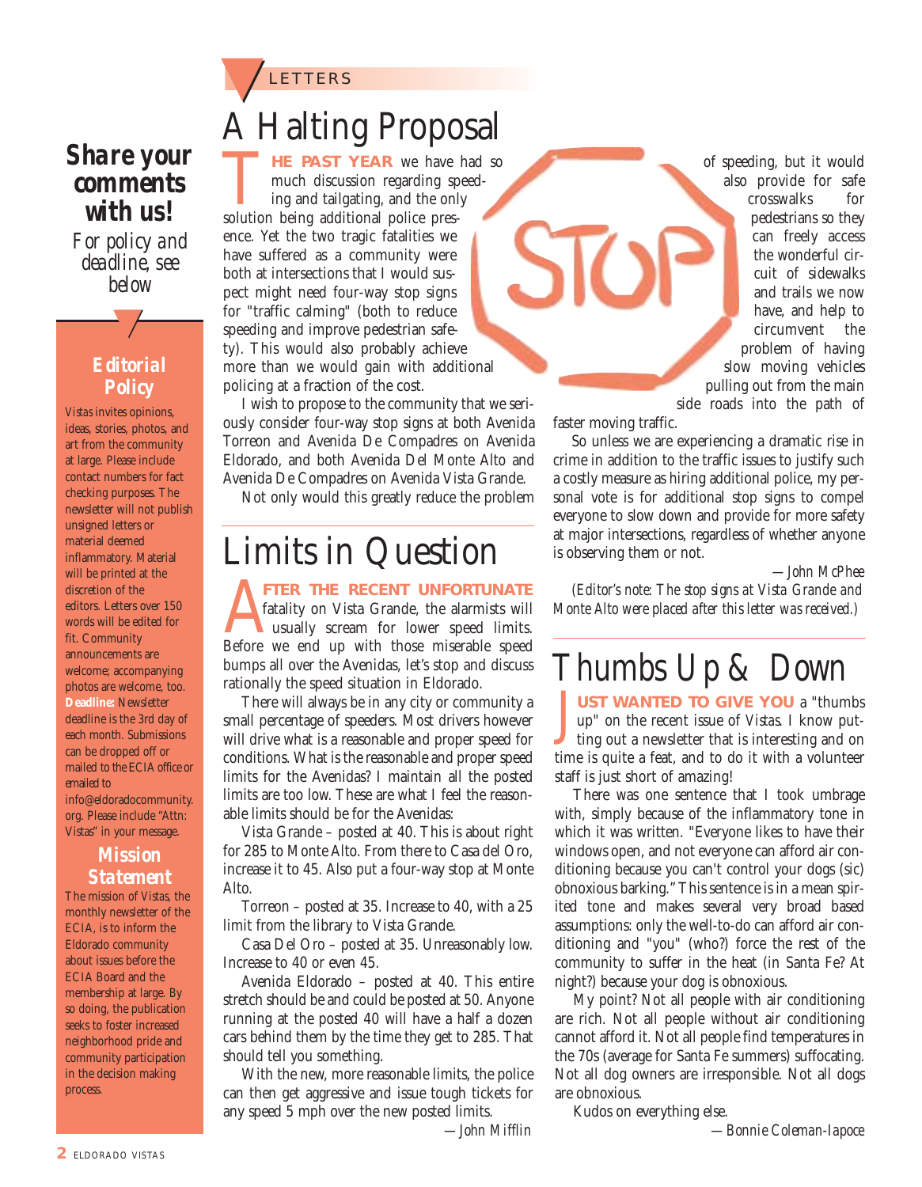LETTERS

# A Halting Proposal

**THE PAST YEAR** we have had so much discussion regarding speeding and tailgating, and the only solution being additional police presence. Yet the two tragic fatalities we have suffered as a community were both at intersections that I would suspect might need four-way stop signs for "traffic calming" (both to reduce speeding and improve pedestrian safety). This would also probably achieve more than we would gain with additional policing at a fraction of the cost.

I wish to propose to the community that we seriously consider four-way stop signs at both Avenida Torreon and Avenida De Compadres on Avenida Eldorado, and both Avenida Del Monte Alto and Avenida De Compadres on Avenida Vista Grande.

Not only would this greatly reduce the problem of speeding, but it would also provide for safe crosswalks for pedestrians so they can freely access the wonderful circuit of sidewalks and trails we now have, and help to circumvent the problem of having slow moving vehicles pulling out from the main side roads into the path of faster moving traffic.

So unless we are experiencing a dramatic rise in crime in addition to the traffic issues to justify such a costly measure as hiring additional police, my personal vote is for additional stop signs to compel everyone to slow down and provide for more safety at major intersections, regardless of whether anyone is observing them or not.

*—John McPhee*

*(Editor's note: The stop signs at Vista Grande and Monte Alto were placed after this letter was received.)*

# Limits in Question

**AFTER THE RECENT UNFORTUNATE** fatality on Vista Grande, the alarmists will usually scream for lower speed limits. Before we end up with those miserable speed bumps all over the Avenidas, let's stop and discuss rationally the speed situation in Eldorado.

There will always be in any city or community a small percentage of speeders. Most drivers however will drive what is a reasonable and proper speed for conditions. What is the reasonable and proper speed limits for the Avenidas? I maintain all the posted limits are too low. These are what I feel the reasonable limits should be for the Avenidas:

Vista Grande – posted at 40. This is about right for 285 to Monte Alto. From there to Casa del Oro, increase it to 45. Also put a four-way stop at Monte Alto.

Torreon – posted at 35. Increase to 40, with a 25 limit from the library to Vista Grande.

Casa Del Oro – posted at 35. Unreasonably low. Increase to 40 or even 45.

Avenida Eldorado – posted at 40. This entire stretch should be and could be posted at 50. Anyone running at the posted 40 will have a half a dozen cars behind them by the time they get to 285. That should tell you something.

With the new, more reasonable limits, the police can then get aggressive and issue tough tickets for any speed 5 mph over the new posted limits.

*—John Mifflin*

# Thumbs Up & Down

**JUST WANTED TO GIVE YOU** a "thumbs up" on the recent issue of *Vistas*. I know putting out a newsletter that is interesting and on time is quite a feat, and to do it with a volunteer staff is just short of amazing!

There was one sentence that I took umbrage with, simply because of the inflammatory tone in which it was written. "Everyone likes to have their windows open, and not everyone can afford air conditioning because you can't control your dogs (sic) obnoxious barking." This sentence is in a mean spirited tone and makes several very broad based assumptions: only the well-to-do can afford air conditioning and "you" (who?) force the rest of the community to suffer in the heat (in Santa Fe? At night?) because your dog is obnoxious.

My point? Not all people with air conditioning are rich. Not all people without air conditioning cannot afford it. Not all people find temperatures in the 70s (average for Santa Fe summers) suffocating. Not all dog owners are irresponsible. Not all dogs are obnoxious.

Kudos on everything else.

*—Bonnie Coleman-Iapoce*

## Share your comments with us!

*For policy and deadline, see below*

### Editorial Policy

*Vistas* invites opinions, ideas, stories, photos, and art from the community at large. Please include contact numbers for fact checking purposes. The newsletter will not publish unsigned letters or material deemed inflammatory. Material will be printed at the discretion of the editors. Letters over 150 words will be edited for fit. Community announcements are welcome; accompanying photos are welcome, too. **Deadline:** Newsletter deadline is the 3rd day of each month. Submissions can be dropped off or mailed to the ECIA office or emailed to info@eldoradocommunity.org. Please include "Attn: Vistas" in your message.

### Mission Statement

The mission of *Vistas*, the monthly newsletter of the ECIA, is to inform the Eldorado community about issues before the ECIA Board and the membership at large. By so doing, the publication seeks to foster increased neighborhood pride and community participation in the decision making process.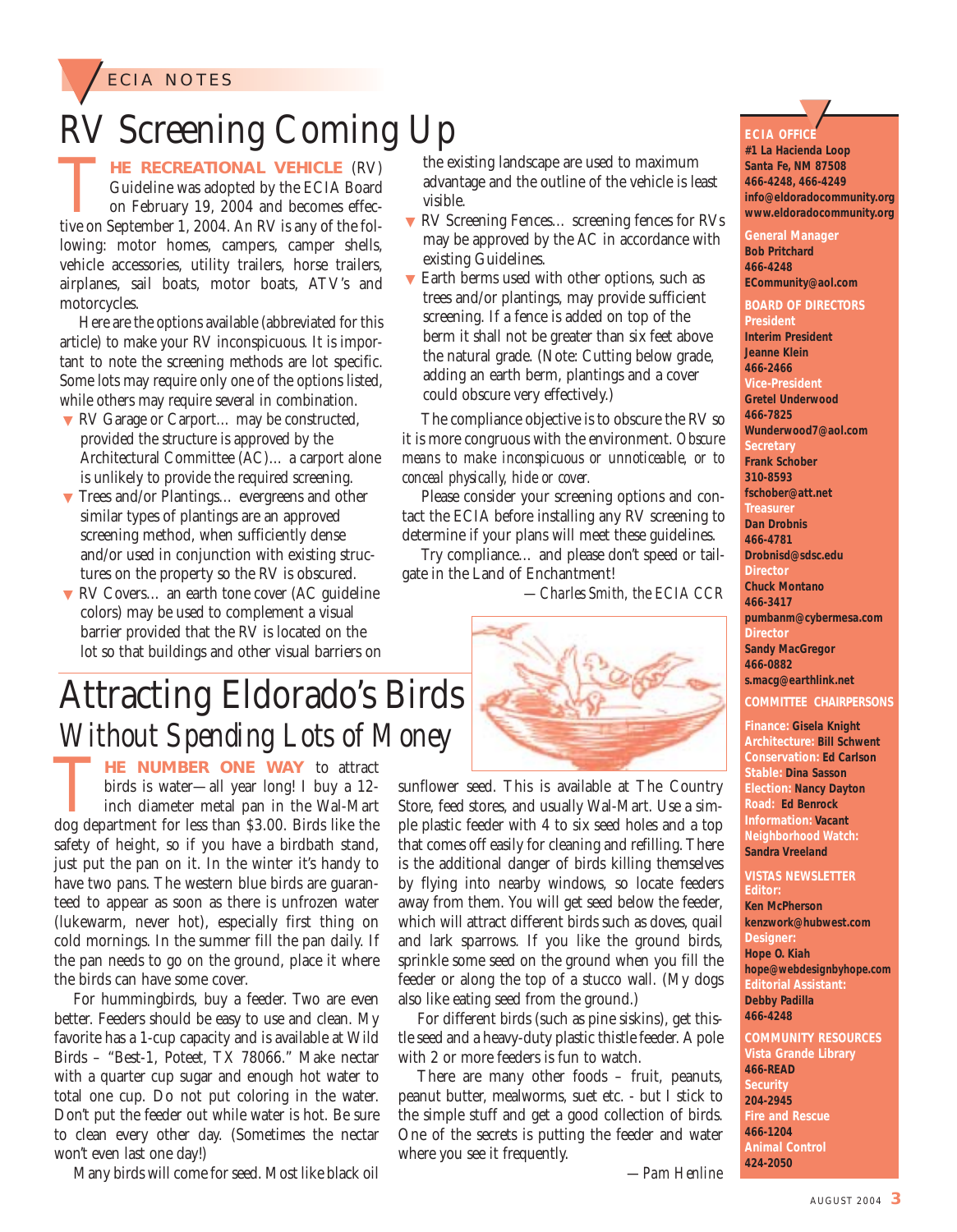ECIA NOTES

# RV Screening Coming Up

**THE RECREATIONAL VEHICLE** (RV) Guideline was adopted by the ECIA Board on February 19, 2004 and becomes effective on September 1, 2004. An RV is any of the following: motor homes, campers, camper shells, vehicle accessories, utility trailers, horse trailers, airplanes, sail boats, motor boats, ATV's and motorcycles.

Here are the options available (abbreviated for this article) to make your RV inconspicuous. It is important to note the screening methods are lot specific. Some lots may require only one of the options listed, while others may require several in combination.

- RV Garage or Carport… may be constructed, provided the structure is approved by the Architectural Committee (AC)… a carport alone is unlikely to provide the required screening.
- Trees and/or Plantings… evergreens and other similar types of plantings are an approved screening method, when sufficiently dense and/or used in conjunction with existing structures on the property so the RV is obscured.
- RV Covers… an earth tone cover (AC guideline colors) may be used to complement a visual barrier provided that the RV is located on the lot so that buildings and other visual barriers on the existing landscape are used to maximum advantage and the outline of the vehicle is least visible.
- RV Screening Fences… screening fences for RVs may be approved by the AC in accordance with existing Guidelines.
- Earth berms used with other options, such as trees and/or plantings, may provide sufficient screening. If a fence is added on top of the berm it shall not be greater than six feet above the natural grade. (Note: Cutting below grade, adding an earth berm, plantings and a cover could obscure very effectively.)

The compliance objective is to obscure the RV so it is more congruous with the environment. *Obscure means to make inconspicuous or unnoticeable, or to conceal physically, hide or cover.*

Please consider your screening options and contact the ECIA before installing any RV screening to determine if your plans will meet these guidelines.

Try compliance… and please don't speed or tailgate in the Land of Enchantment!

*—Charles Smith, the ECIA CCR*

# Attracting Eldorado's Birds
## *Without Spending Lots of Money*

**THE NUMBER ONE WAY** to attract birds is water—all year long! I buy a 12-inch diameter metal pan in the Wal-Mart dog department for less than $3.00. Birds like the safety of height, so if you have a birdbath stand, just put the pan on it. In the winter it's handy to have two pans. The western blue birds are guaranteed to appear as soon as there is unfrozen water (lukewarm, never hot), especially first thing on cold mornings. In the summer fill the pan daily. If the pan needs to go on the ground, place it where the birds can have some cover.

For hummingbirds, buy a feeder. Two are even better. Feeders should be easy to use and clean. My favorite has a 1-cup capacity and is available at Wild Birds – "Best-1, Poteet, TX 78066." Make nectar with a quarter cup sugar and enough hot water to total one cup. Do not put coloring in the water. Don't put the feeder out while water is hot. Be sure to clean every other day. (Sometimes the nectar won't even last one day!)

Many birds will come for seed. Most like black oil sunflower seed. This is available at The Country Store, feed stores, and usually Wal-Mart. Use a simple plastic feeder with 4 to six seed holes and a top that comes off easily for cleaning and refilling. There is the additional danger of birds killing themselves by flying into nearby windows, so locate feeders away from them. You will get seed below the feeder, which will attract different birds such as doves, quail and lark sparrows. If you like the ground birds, sprinkle some seed on the ground when you fill the feeder or along the top of a stucco wall. (My dogs also like eating seed from the ground.)

For different birds (such as pine siskins), get thistle seed and a heavy-duty plastic thistle feeder. A pole with 2 or more feeders is fun to watch.

There are many other foods – fruit, peanuts, peanut butter, mealworms, suet etc. - but I stick to the simple stuff and get a good collection of birds. One of the secrets is putting the feeder and water where you see it frequently.

*—Pam Henline*

---

**ECIA OFFICE**
**#1 La Hacienda Loop**
**Santa Fe, NM 87508**
**466-4248, 466-4249**
**info@eldoradocommunity.org**
**www.eldoradocommunity.org**

**General Manager**
Bob Pritchard
466-4248
ECommunity@aol.com

**BOARD OF DIRECTORS**

**President**
Interim President
Jeanne Klein
466-2466

**Vice-President**
Gretel Underwood
466-7825
Wunderwood7@aol.com

**Secretary**
Frank Schober
310-8593
fschober@att.net

**Treasurer**
Dan Drobnis
466-4781
Drobnisd@sdsc.edu

**Director**
Chuck Montano
466-3417
pumbanm@cybermesa.com

**Director**
Sandy MacGregor
466-0882
s.macg@earthlink.net

**COMMITTEE CHAIRPERSONS**

**Finance:** Gisela Knight
**Architecture:** Bill Schwent
**Conservation:** Ed Carlson
**Stable:** Dina Sasson
**Election:** Nancy Dayton
**Road:** Ed Benrock
**Information:** Vacant
**Neighborhood Watch:** Sandra Vreeland

**VISTAS NEWSLETTER**

**Editor:**
Ken McPherson
kenzwork@hubwest.com

**Designer:**
Hope O. Kiah
hope@webdesignbyhope.com

**Editorial Assistant:**
Debby Padilla
466-4248

**COMMUNITY RESOURCES**

**Vista Grande Library**
466-READ

**Security**
204-2945

**Fire and Rescue**
466-1204

**Animal Control**
424-2050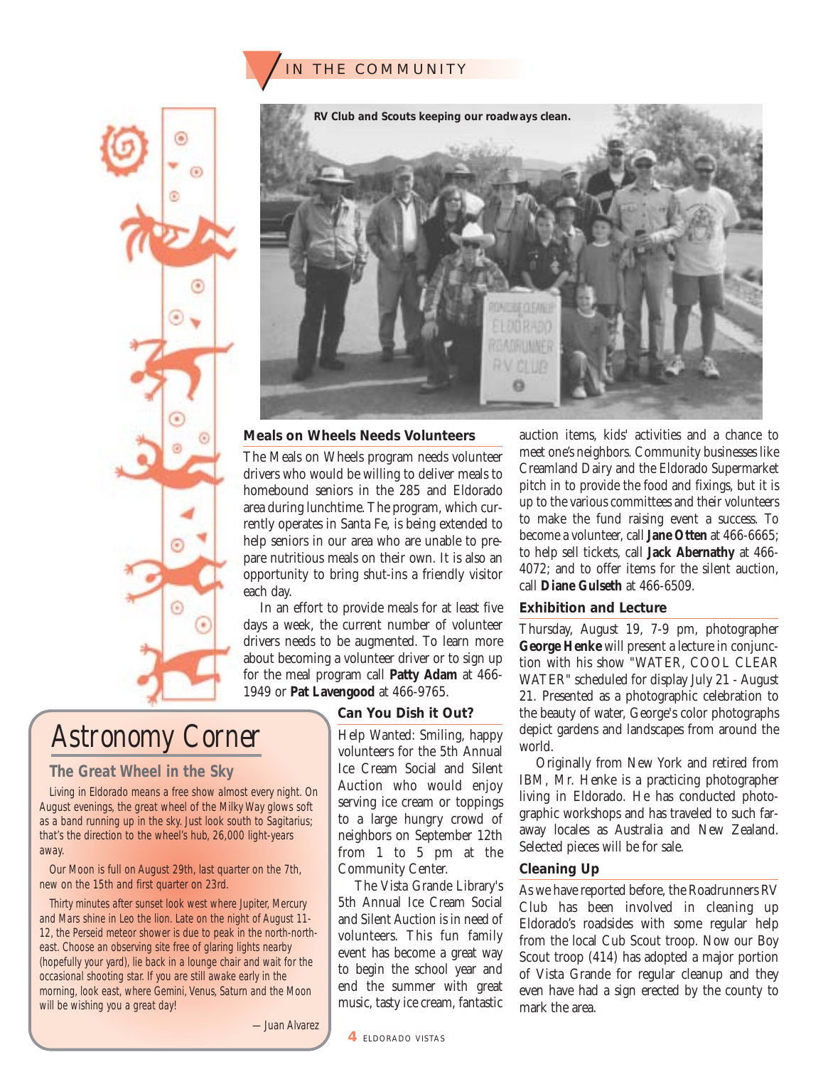IN THE COMMUNITY

RV Club and Scouts keeping our roadways clean.

### Meals on Wheels Needs Volunteers

The Meals on Wheels program needs volunteer drivers who would be willing to deliver meals to homebound seniors in the 285 and Eldorado area during lunchtime. The program, which currently operates in Santa Fe, is being extended to help seniors in our area who are unable to prepare nutritious meals on their own. It is also an opportunity to bring shut-ins a friendly visitor each day.

In an effort to provide meals for at least five days a week, the current number of volunteer drivers needs to be augmented. To learn more about becoming a volunteer driver or to sign up for the meal program call **Patty Adam** at 466-1949 or **Pat Lavengood** at 466-9765.

### Can You Dish it Out?

Help Wanted: Smiling, happy volunteers for the 5th Annual Ice Cream Social and Silent Auction who would enjoy serving ice cream or toppings to a large hungry crowd of neighbors on September 12th from 1 to 5 pm at the Community Center.

The Vista Grande Library's 5th Annual Ice Cream Social and Silent Auction is in need of volunteers. This fun family event has become a great way to begin the school year and end the summer with great music, tasty ice cream, fantastic auction items, kids' activities and a chance to meet one's neighbors. Community businesses like Creamland Dairy and the Eldorado Supermarket pitch in to provide the food and fixings, but it is up to the various committees and their volunteers to make the fund raising event a success. To become a volunteer, call **Jane Otten** at 466-6665; to help sell tickets, call **Jack Abernathy** at 466-4072; and to offer items for the silent auction, call **Diane Gulseth** at 466-6509.

### Exhibition and Lecture

Thursday, August 19, 7-9 pm, photographer **George Henke** will present a lecture in conjunction with his show "WATER, COOL CLEAR WATER" scheduled for display July 21 - August 21. Presented as a photographic celebration to the beauty of water, George's color photographs depict gardens and landscapes from around the world.

Originally from New York and retired from IBM, Mr. Henke is a practicing photographer living in Eldorado. He has conducted photographic workshops and has traveled to such faraway locales as Australia and New Zealand. Selected pieces will be for sale.

### Cleaning Up

As we have reported before, the Roadrunners RV Club has been involved in cleaning up Eldorado's roadsides with some regular help from the local Cub Scout troop. Now our Boy Scout troop (414) has adopted a major portion of Vista Grande for regular cleanup and they even have had a sign erected by the county to mark the area.

## Astronomy Corner

### The Great Wheel in the Sky

Living in Eldorado means a free show almost every night. On August evenings, the great wheel of the Milky Way glows soft as a band running up in the sky. Just look south to Sagitarius; that's the direction to the wheel's hub, 26,000 light-years away.

Our Moon is full on August 29th, last quarter on the 7th, new on the 15th and first quarter on 23rd.

Thirty minutes after sunset look west where Jupiter, Mercury and Mars shine in Leo the lion. Late on the night of August 11-12, the Perseid meteor shower is due to peak in the north-northeast. Choose an observing site free of glaring lights nearby (hopefully your yard), lie back in a lounge chair and wait for the occasional shooting star. If you are still awake early in the morning, look east, where Gemini, Venus, Saturn and the Moon will be wishing you a great day!

*— Juan Alvarez*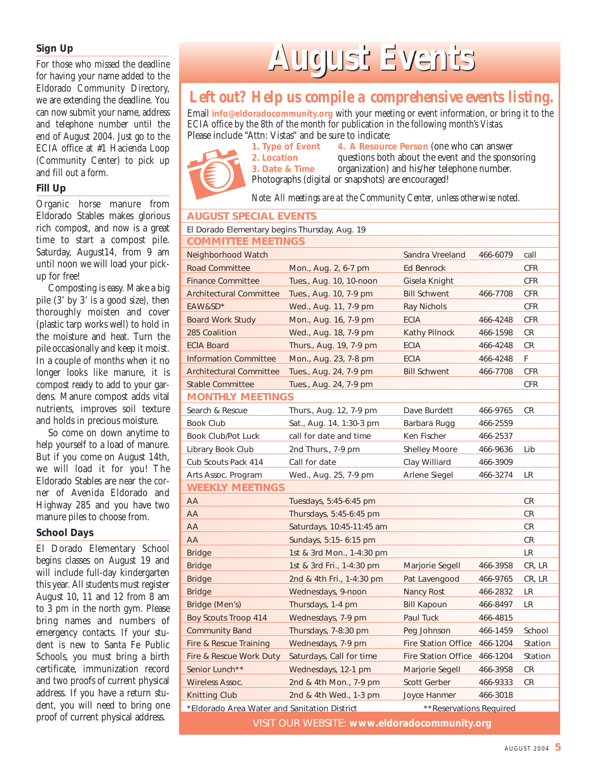### Sign Up

For those who missed the deadline for having your name added to the Eldorado Community Directory, we are extending the deadline. You can now submit your name, address and telephone number until the end of August 2004. Just go to the ECIA office at #1 Hacienda Loop (Community Center) to pick up and fill out a form.

### Fill Up

Organic horse manure from Eldorado Stables makes glorious rich compost, and now is a great time to start a compost pile. Saturday, August14, from 9 am until noon we will load your pick-up for free!

Composting is easy. Make a big pile (3' by 3' is a good size), then thoroughly moisten and cover (plastic tarp works well) to hold in the moisture and heat. Turn the pile occasionally and keep it moist. In a couple of months when it no longer looks like manure, it is compost ready to add to your gardens. Manure compost adds vital nutrients, improves soil texture and holds in precious moisture.

So come on down anytime to help yourself to a load of manure. But if you come on August 14th, we will load it for you! The Eldorado Stables are near the corner of Avenida Eldorado and Highway 285 and you have two manure piles to choose from.

### School Days

El Dorado Elementary School begins classes on August 19 and will include full-day kindergarten this year. All students must register August 10, 11 and 12 from 8 am to 3 pm in the north gym. Please bring names and numbers of emergency contacts. If your student is new to Santa Fe Public Schools, you must bring a birth certificate, immunization record and two proofs of current physical address. If you have a return student, you will need to bring one proof of current physical address.

# August Events

## *Left out? Help us compile a comprehensive events listing.*

*Email **info@eldoradocommunity.org** with your meeting or event information, or bring it to the ECIA office by the 8th of the month for publication in the following month's Vistas. Please include "Attn: Vistas" and be sure to indicate:*

**1. Type of Event**
**2. Location**
**3. Date & Time**
**4. A Resource Person** (one who can answer questions both about the event and the sponsoring organization) and his/her telephone number.

Photographs (digital or snapshots) are encouraged!

*Note: All meetings are at the Community Center, unless otherwise noted.*

| | | | | |
|---|---|---|---|---|
| **AUGUST SPECIAL EVENTS** | | | | |
| El Dorado Elementary begins Thursday, Aug. 19 | | | | |
| **COMMITTEE MEETINGS** | | | | |
| Neighborhood Watch | | Sandra Vreeland | 466-6079 | call |
| Road Committee | Mon., Aug. 2, 6-7 pm | Ed Benrock | | CFR |
| Finance Committee | Tues., Aug. 10, 10-noon | Gisela Knight | | CFR |
| Architectural Committee | Tues., Aug. 10, 7-9 pm | Bill Schwent | 466-7708 | CFR |
| EAW&SD* | Wed., Aug. 11, 7-9 pm | Ray Nichols | | CFR |
| Board Work Study | Mon., Aug. 16, 7-9 pm | ECIA | 466-4248 | CFR |
| 285 Coalition | Wed., Aug. 18, 7-9 pm | Kathy Pilnock | 466-1598 | CR |
| ECIA Board | Thurs., Aug. 19, 7-9 pm | ECIA | 466-4248 | CR |
| Information Committee | Mon., Aug. 23, 7-8 pm | ECIA | 466-4248 | F |
| Architectural Committee | Tues., Aug. 24, 7-9 pm | Bill Schwent | 466-7708 | CFR |
| Stable Committee | Tues., Aug. 24, 7-9 pm | | | CFR |
| **MONTHLY MEETINGS** | | | | |
| Search & Rescue | Thurs., Aug. 12, 7-9 pm | Dave Burdett | 466-9765 | CR |
| Book Club | Sat., Aug. 14, 1:30-3 pm | Barbara Rugg | 466-2559 | |
| Book Club/Pot Luck | call for date and time | Ken Fischer | 466-2537 | |
| Library Book Club | 2nd Thurs., 7-9 pm | Shelley Moore | 466-9636 | Lib |
| Cub Scouts Pack 414 | Call for date | Clay Williard | 466-3909 | |
| Arts Assoc. Program | Wed., Aug. 25, 7-9 pm | Arlene Siegel | 466-3274 | LR |
| **WEEKLY MEETINGS** | | | | |
| AA | Tuesdays, 5:45-6:45 pm | | | CR |
| AA | Thursdays, 5:45-6:45 pm | | | CR |
| AA | Saturdays, 10:45-11:45 am | | | CR |
| AA | Sundays, 5:15- 6:15 pm | | | CR |
| Bridge | 1st & 3rd Mon., 1-4:30 pm | | | LR |
| Bridge | 1st & 3rd Fri., 1-4:30 pm | Marjorie Segell | 466-3958 | CR, LR |
| Bridge | 2nd & 4th Fri., 1-4:30 pm | Pat Lavengood | 466-9765 | CR, LR |
| Bridge | Wednesdays, 9-noon | Nancy Rost | 466-2832 | LR |
| Bridge (Men's) | Thursdays, 1-4 pm | Bill Kapoun | 466-8497 | LR |
| Boy Scouts Troop 414 | Wednesdays, 7-9 pm | Paul Tuck | 466-4815 | |
| Community Band | Thursdays, 7-8:30 pm | Peg Johnson | 466-1459 | School |
| Fire & Rescue Training | Wednesdays, 7-9 pm | Fire Station Office | 466-1204 | Station |
| Fire & Rescue Work Duty | Saturdays, Call for time | Fire Station Office | 466-1204 | Station |
| Senior Lunch** | Wednesdays, 12-1 pm | Marjorie Segell | 466-3958 | CR |
| Wireless Assoc. | 2nd & 4th Mon., 7-9 pm | Scott Gerber | 466-9333 | CR |
| Knitting Club | 2nd & 4th Wed., 1-3 pm | Joyce Hanmer | 466-3018 | |

*Eldorado Area Water and Sanitation District  **Reservations Required

VISIT OUR WEBSITE: **www.eldoradocommunity.org**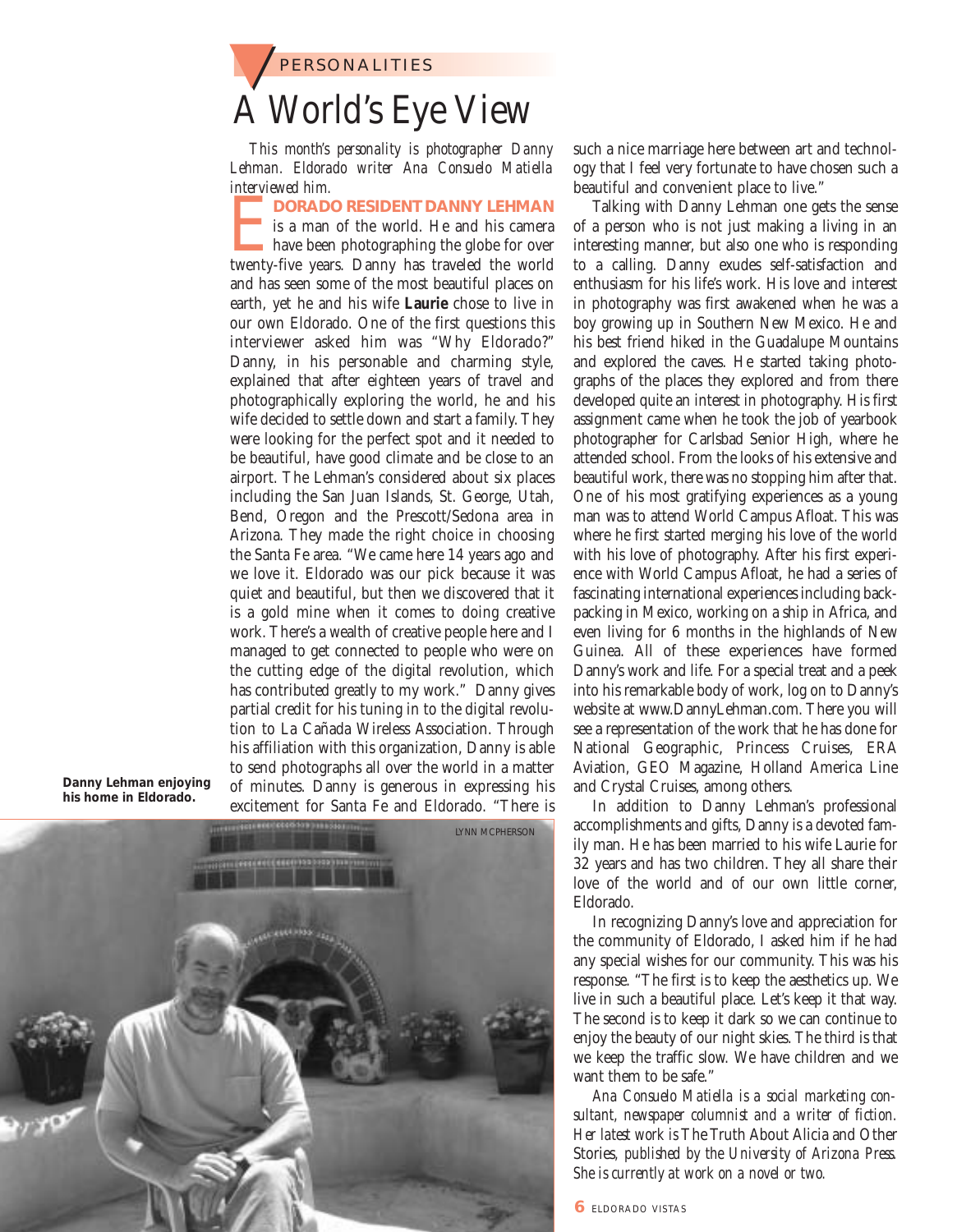PERSONALITIES

# A World's Eye View

*This month's personality is photographer Danny Lehman. Eldorado writer Ana Consuelo Matiella interviewed him.*

**ELDORADO RESIDENT DANNY LEHMAN** is a man of the world. He and his camera have been photographing the globe for over twenty-five years. Danny has traveled the world and has seen some of the most beautiful places on earth, yet he and his wife **Laurie** chose to live in our own Eldorado. One of the first questions this interviewer asked him was "Why Eldorado?" Danny, in his personable and charming style, explained that after eighteen years of travel and photographically exploring the world, he and his wife decided to settle down and start a family. They were looking for the perfect spot and it needed to be beautiful, have good climate and be close to an airport. The Lehman's considered about six places including the San Juan Islands, St. George, Utah, Bend, Oregon and the Prescott/Sedona area in Arizona. They made the right choice in choosing the Santa Fe area. "We came here 14 years ago and we love it. Eldorado was our pick because it was quiet and beautiful, but then we discovered that it is a gold mine when it comes to doing creative work. There's a wealth of creative people here and I managed to get connected to people who were on the cutting edge of the digital revolution, which has contributed greatly to my work." Danny gives partial credit for his tuning in to the digital revolution to La Cañada Wireless Association. Through his affiliation with this organization, Danny is able to send photographs all over the world in a matter of minutes. Danny is generous in expressing his excitement for Santa Fe and Eldorado. "There is such a nice marriage here between art and technology that I feel very fortunate to have chosen such a beautiful and convenient place to live."

**Danny Lehman enjoying his home in Eldorado.**

LYNN MCPHERSON

Talking with Danny Lehman one gets the sense of a person who is not just making a living in an interesting manner, but also one who is responding to a calling. Danny exudes self-satisfaction and enthusiasm for his life's work. His love and interest in photography was first awakened when he was a boy growing up in Southern New Mexico. He and his best friend hiked in the Guadalupe Mountains and explored the caves. He started taking photographs of the places they explored and from there developed quite an interest in photography. His first assignment came when he took the job of yearbook photographer for Carlsbad Senior High, where he attended school. From the looks of his extensive and beautiful work, there was no stopping him after that. One of his most gratifying experiences as a young man was to attend World Campus Afloat. This was where he first started merging his love of the world with his love of photography. After his first experience with World Campus Afloat, he had a series of fascinating international experiences including backpacking in Mexico, working on a ship in Africa, and even living for 6 months in the highlands of New Guinea. All of these experiences have formed Danny's work and life. For a special treat and a peek into his remarkable body of work, log on to Danny's website at www.DannyLehman.com. There you will see a representation of the work that he has done for National Geographic, Princess Cruises, ERA Aviation, GEO Magazine, Holland America Line and Crystal Cruises, among others.

In addition to Danny Lehman's professional accomplishments and gifts, Danny is a devoted family man. He has been married to his wife Laurie for 32 years and has two children. They all share their love of the world and of our own little corner, Eldorado.

In recognizing Danny's love and appreciation for the community of Eldorado, I asked him if he had any special wishes for our community. This was his response. "The first is to keep the aesthetics up. We live in such a beautiful place. Let's keep it that way. The second is to keep it dark so we can continue to enjoy the beauty of our night skies. The third is that we keep the traffic slow. We have children and we want them to be safe."

*Ana Consuelo Matiella is a social marketing consultant, newspaper columnist and a writer of fiction. Her latest work is* The Truth About Alicia and Other Stories, *published by the University of Arizona Press. She is currently at work on a novel or two.*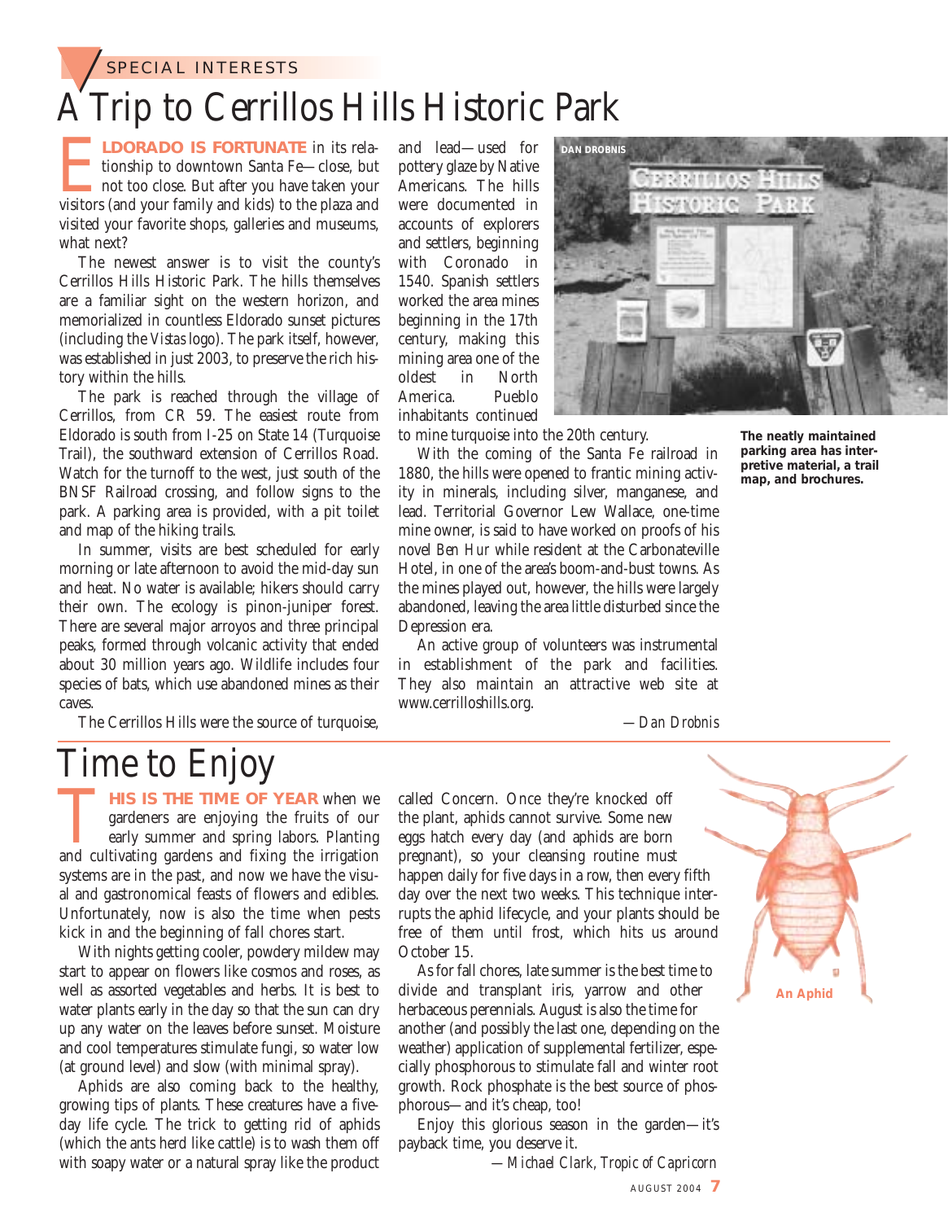SPECIAL INTERESTS

# A Trip to Cerrillos Hills Historic Park

**ELDORADO IS FORTUNATE** in its relationship to downtown Santa Fe—close, but not too close. But after you have taken your visitors (and your family and kids) to the plaza and visited your favorite shops, galleries and museums, what next?

The newest answer is to visit the county's Cerrillos Hills Historic Park. The hills themselves are a familiar sight on the western horizon, and memorialized in countless Eldorado sunset pictures (including the *Vistas* logo). The park itself, however, was established in just 2003, to preserve the rich history within the hills.

The park is reached through the village of Cerrillos, from CR 59. The easiest route from Eldorado is south from I-25 on State 14 (Turquoise Trail), the southward extension of Cerrillos Road. Watch for the turnoff to the west, just south of the BNSF Railroad crossing, and follow signs to the park. A parking area is provided, with a pit toilet and map of the hiking trails.

In summer, visits are best scheduled for early morning or late afternoon to avoid the mid-day sun and heat. No water is available; hikers should carry their own. The ecology is pinon-juniper forest. There are several major arroyos and three principal peaks, formed through volcanic activity that ended about 30 million years ago. Wildlife includes four species of bats, which use abandoned mines as their caves.

The Cerrillos Hills were the source of turquoise, and lead—used for pottery glaze by Native Americans. The hills were documented in accounts of explorers and settlers, beginning with Coronado in 1540. Spanish settlers worked the area mines beginning in the 17th century, making this mining area one of the oldest in North America. Pueblo inhabitants continued to mine turquoise into the 20th century.

DAN DROBNIS

**The neatly maintained parking area has interpretive material, a trail map, and brochures.**

With the coming of the Santa Fe railroad in 1880, the hills were opened to frantic mining activity in minerals, including silver, manganese, and lead. Territorial Governor Lew Wallace, one-time mine owner, is said to have worked on proofs of his novel *Ben Hur* while resident at the Carbonateville Hotel, in one of the area's boom-and-bust towns. As the mines played out, however, the hills were largely abandoned, leaving the area little disturbed since the Depression era.

An active group of volunteers was instrumental in establishment of the park and facilities. They also maintain an attractive web site at www.cerrilloshills.org.

*—Dan Drobnis*

# Time to Enjoy

**THIS IS THE TIME OF YEAR** when we gardeners are enjoying the fruits of our early summer and spring labors. Planting and cultivating gardens and fixing the irrigation systems are in the past, and now we have the visual and gastronomical feasts of flowers and edibles. Unfortunately, now is also the time when pests kick in and the beginning of fall chores start.

With nights getting cooler, powdery mildew may start to appear on flowers like cosmos and roses, as well as assorted vegetables and herbs. It is best to water plants early in the day so that the sun can dry up any water on the leaves before sunset. Moisture and cool temperatures stimulate fungi, so water low (at ground level) and slow (with minimal spray).

Aphids are also coming back to the healthy, growing tips of plants. These creatures have a five-day life cycle. The trick to getting rid of aphids (which the ants herd like cattle) is to wash them off with soapy water or a natural spray like the product called Concern. Once they're knocked off the plant, aphids cannot survive. Some new eggs hatch every day (and aphids are born pregnant), so your cleansing routine must happen daily for five days in a row, then every fifth day over the next two weeks. This technique interrupts the aphid lifecycle, and your plants should be free of them until frost, which hits us around October 15.

As for fall chores, late summer is the best time to divide and transplant iris, yarrow and other herbaceous perennials. August is also the time for another (and possibly the last one, depending on the weather) application of supplemental fertilizer, especially phosphorous to stimulate fall and winter root growth. Rock phosphate is the best source of phosphorus—and it's cheap, too!

Enjoy this glorious season in the garden—it's payback time, you deserve it.

*—Michael Clark, Tropic of Capricorn*

**An Aphid**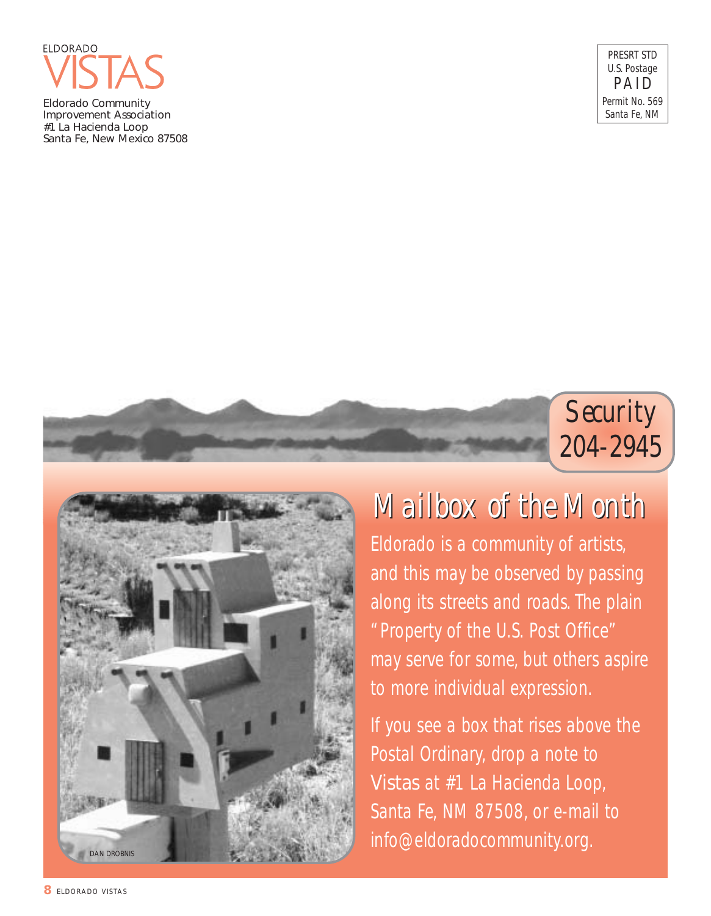ELDORADO
# VISTAS

Eldorado Community
Improvement Association
#1 La Hacienda Loop
Santa Fe, New Mexico 87508

PRESRT STD
U.S. Postage
PAID
Permit No. 569
Santa Fe, NM

Security
204-2945

DAN DROBNIS

## Mailbox of the Month

Eldorado is a community of artists, and this may be observed by passing along its streets and roads. The plain "Property of the U.S. Post Office" may serve for some, but others aspire to more individual expression.

If you see a box that rises above the Postal Ordinary, drop a note to *Vistas* at #1 La Hacienda Loop, Santa Fe, NM 87508, or e-mail to info@eldoradocommunity.org.